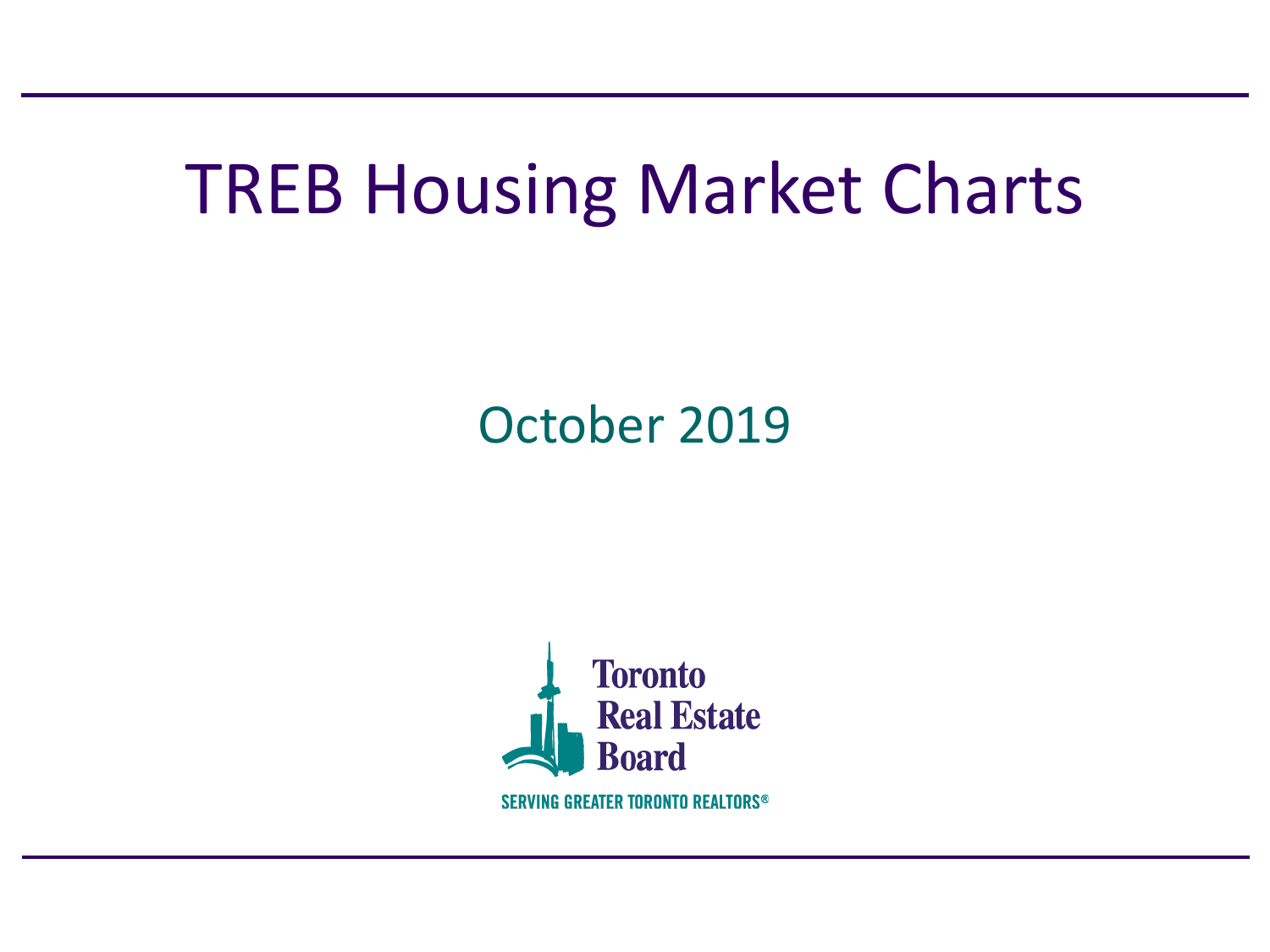# TREB Housing Market Charts

## October 2019

Toronto Real Estate Board

SERVING GREATER TORONTO REALTORS®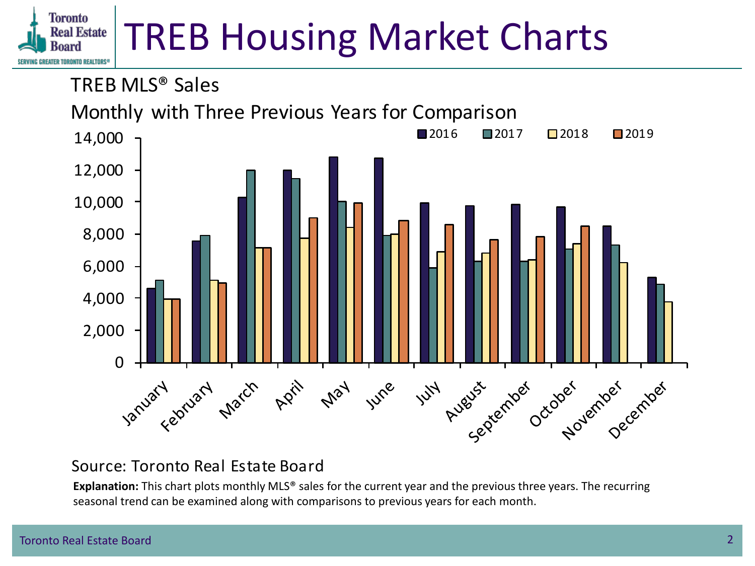# TREB Housing Market Charts

## TREB MLS® Sales

Monthly with Three Previous Years for Comparison

Source: Toronto Real Estate Board

**Explanation:** This chart plots monthly MLS® sales for the current year and the previous three years. The recurring seasonal trend can be examined along with comparisons to previous years for each month.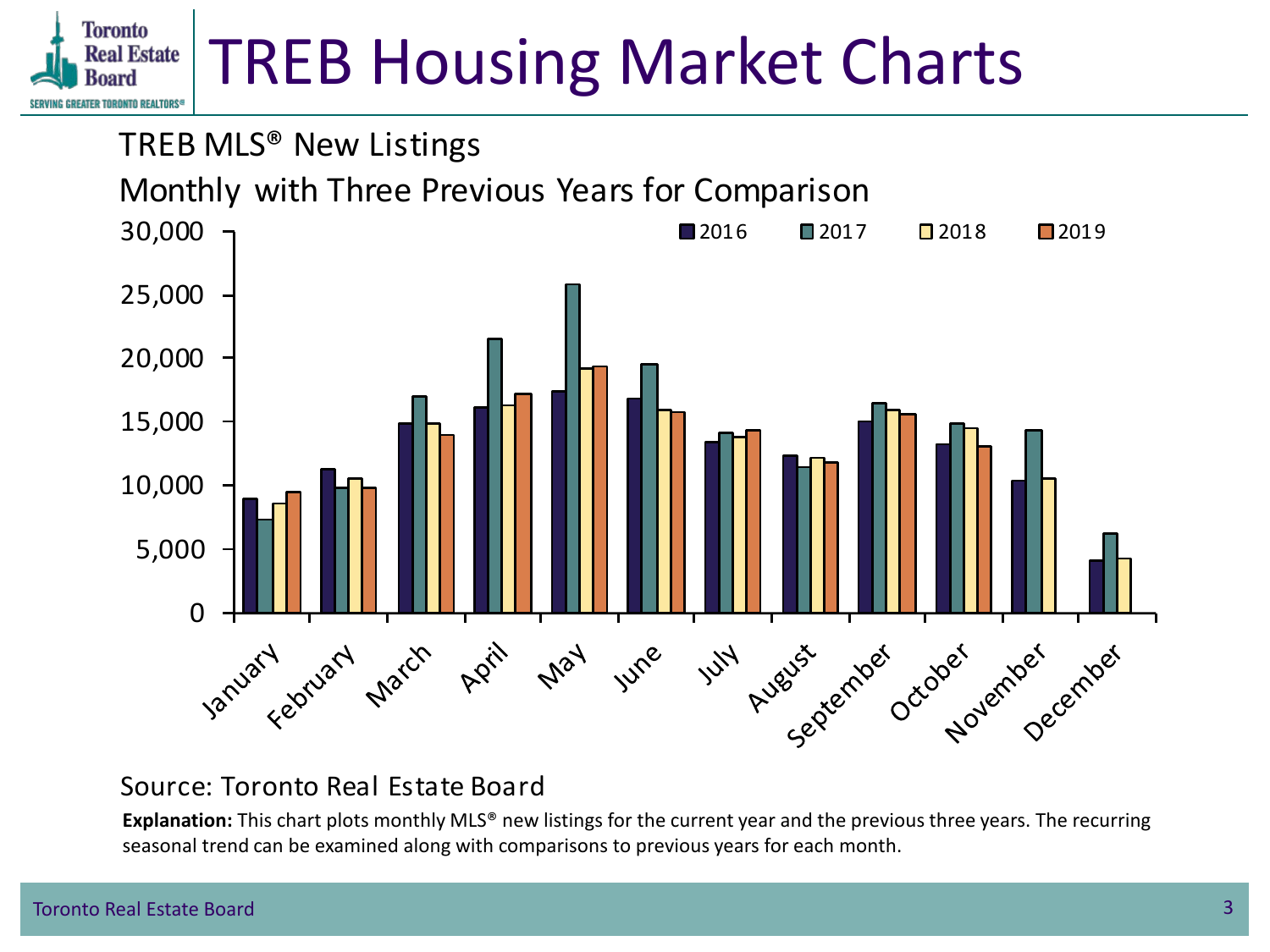# TREB Housing Market Charts

## TREB MLS® New Listings

### Monthly with Three Previous Years for Comparison

Source: Toronto Real Estate Board

**Explanation:** This chart plots monthly MLS® new listings for the current year and the previous three years. The recurring seasonal trend can be examined along with comparisons to previous years for each month.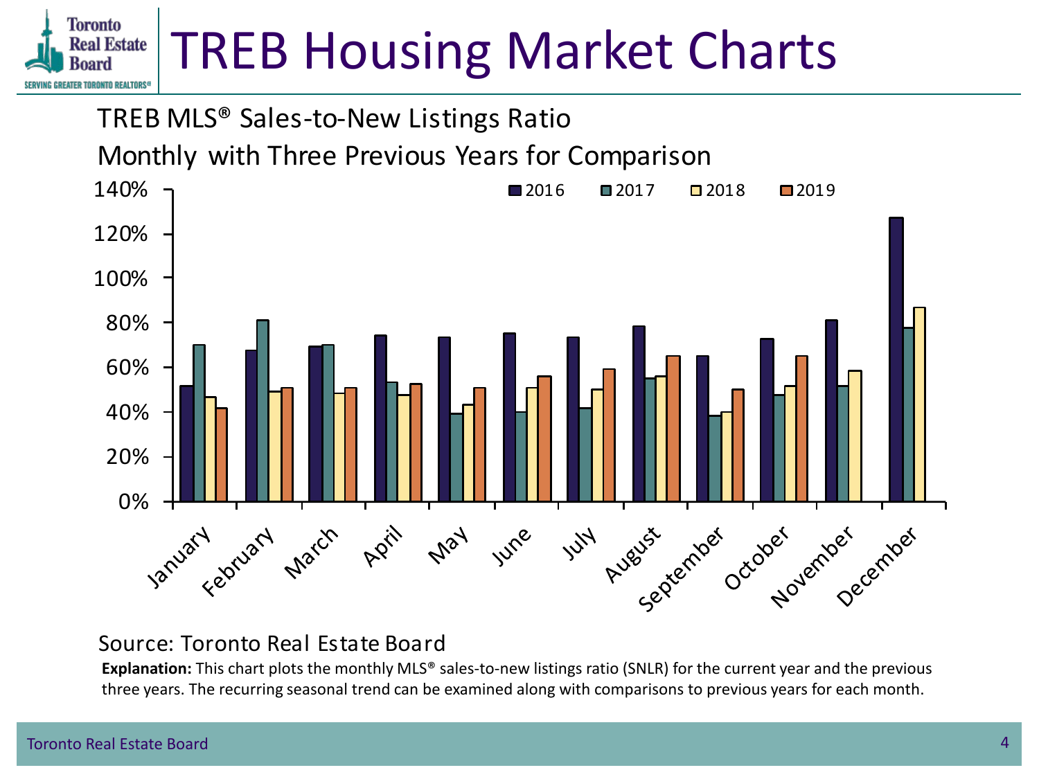# TREB Housing Market Charts

## TREB MLS® Sales-to-New Listings Ratio

Monthly with Three Previous Years for Comparison

Source: Toronto Real Estate Board

**Explanation:** This chart plots the monthly MLS® sales-to-new listings ratio (SNLR) for the current year and the previous three years. The recurring seasonal trend can be examined along with comparisons to previous years for each month.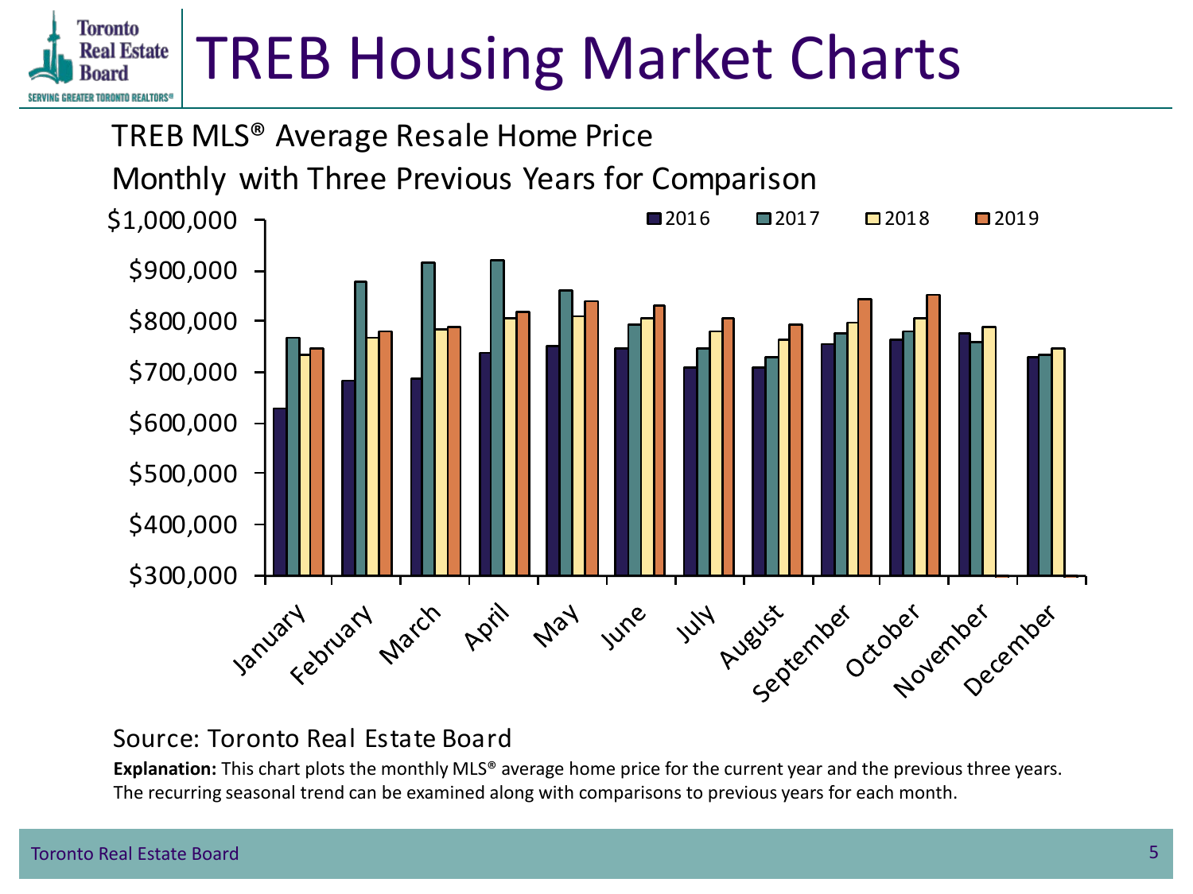# TREB Housing Market Charts

## TREB MLS® Average Resale Home Price

Monthly with Three Previous Years for Comparison

Source: Toronto Real Estate Board

**Explanation:** This chart plots the monthly MLS® average home price for the current year and the previous three years. The recurring seasonal trend can be examined along with comparisons to previous years for each month.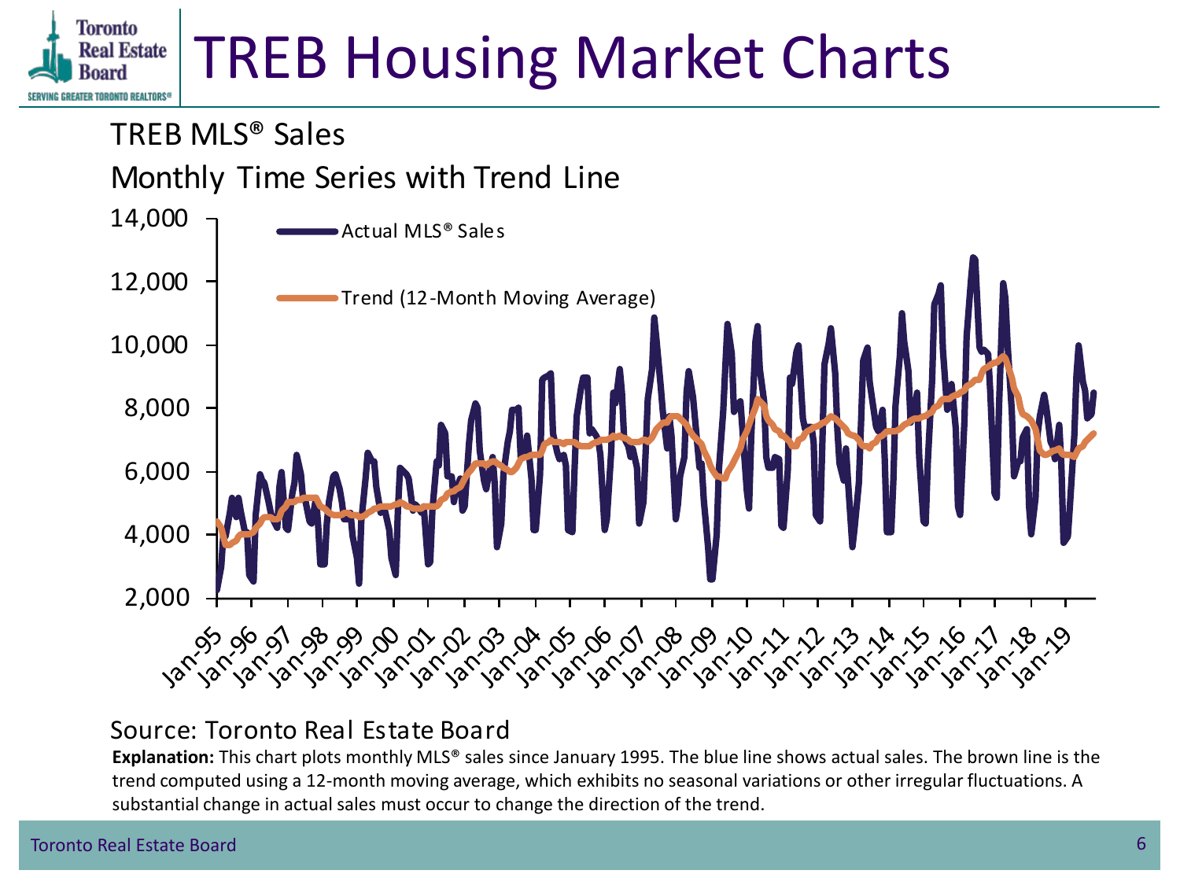# TREB Housing Market Charts

## TREB MLS® Sales

### Monthly Time Series with Trend Line

Source: Toronto Real Estate Board

**Explanation:** This chart plots monthly MLS® sales since January 1995. The blue line shows actual sales. The brown line is the trend computed using a 12-month moving average, which exhibits no seasonal variations or other irregular fluctuations. A substantial change in actual sales must occur to change the direction of the trend.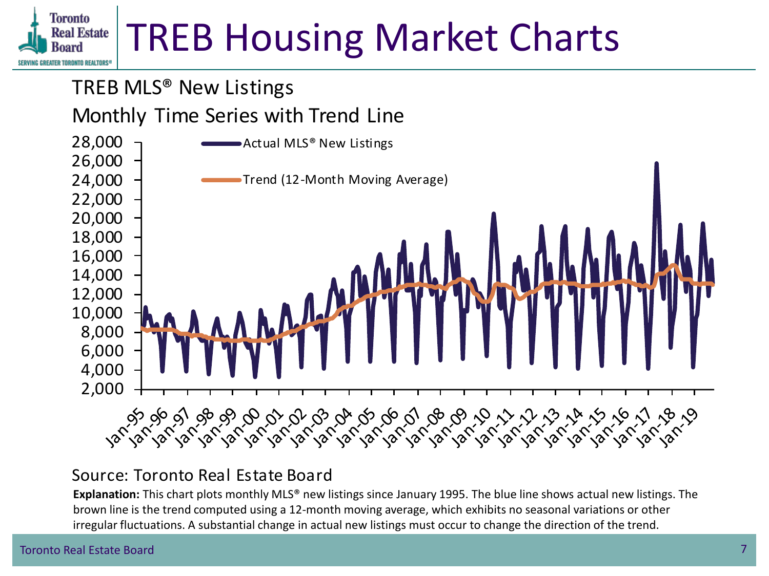# TREB Housing Market Charts

## TREB MLS® New Listings

### Monthly Time Series with Trend Line

Source: Toronto Real Estate Board

**Explanation:** This chart plots monthly MLS® new listings since January 1995. The blue line shows actual new listings. The brown line is the trend computed using a 12-month moving average, which exhibits no seasonal variations or other irregular fluctuations. A substantial change in actual new listings must occur to change the direction of the trend.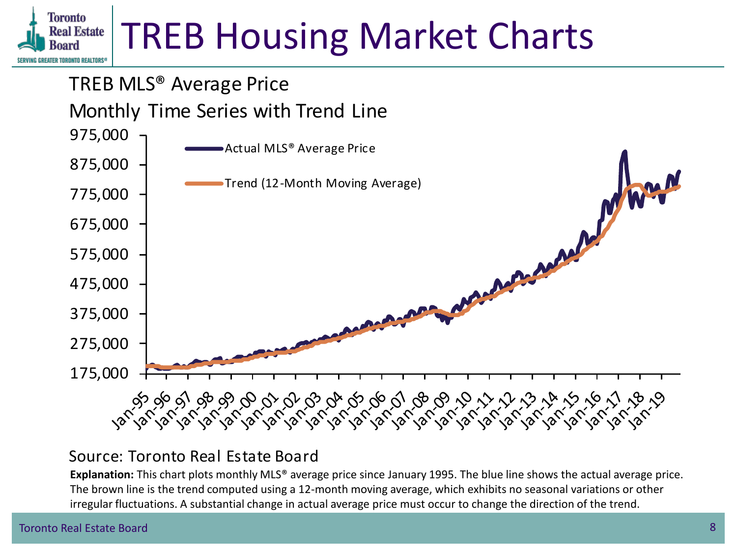# TREB Housing Market Charts

## TREB MLS® Average Price

### Monthly Time Series with Trend Line

Source: Toronto Real Estate Board

**Explanation:** This chart plots monthly MLS® average price since January 1995. The blue line shows the actual average price. The brown line is the trend computed using a 12-month moving average, which exhibits no seasonal variations or other irregular fluctuations. A substantial change in actual average price must occur to change the direction of the trend.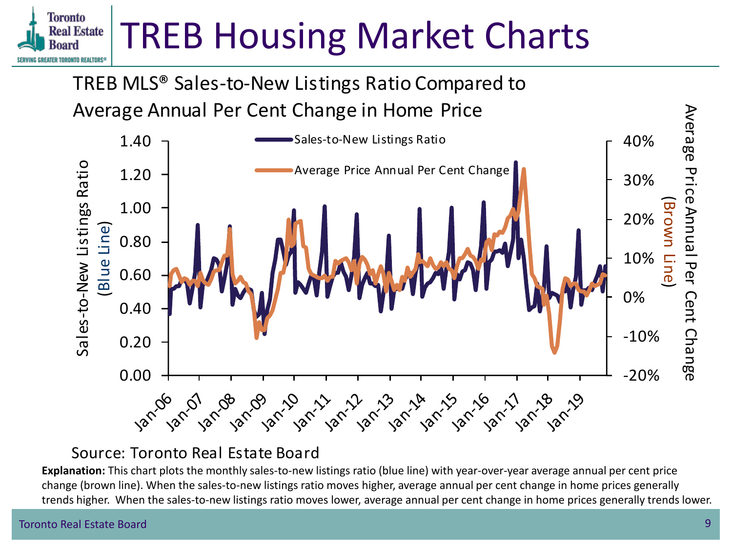# TREB Housing Market Charts

## TREB MLS® Sales-to-New Listings Ratio Compared to Average Annual Per Cent Change in Home Price

Source: Toronto Real Estate Board

**Explanation:** This chart plots the monthly sales-to-new listings ratio (blue line) with year-over-year average annual per cent price change (brown line). When the sales-to-new listings ratio moves higher, average annual per cent change in home prices generally trends higher. When the sales-to-new listings ratio moves lower, average annual per cent change in home prices generally trends lower.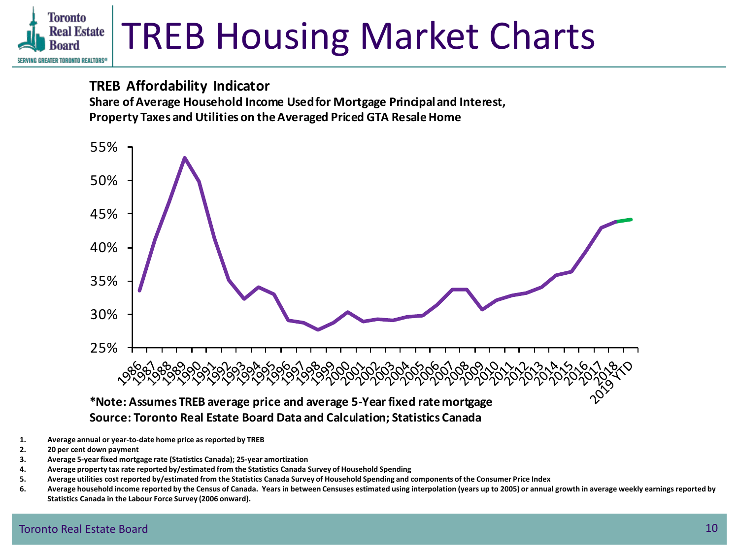# TREB Housing Market Charts

**TREB Affordability Indicator**

**Share of Average Household Income Used for Mortgage Principal and Interest, Property Taxes and Utilities on the Averaged Priced GTA Resale Home**

55%
50%
45%
40%
35%
30%
25%

1986 1987 1988 1989 1990 1991 1992 1993 1994 1995 1996 1997 1998 1999 2000 2001 2002 2003 2004 2005 2006 2007 2008 2009 2010 2011 2012 2013 2014 2015 2016 2017 2018 2019 YTD

**\*Note: Assumes TREB average price and average 5-Year fixed rate mortgage**

**Source: Toronto Real Estate Board Data and Calculation; Statistics Canada**

1. **Average annual or year-to-date home price as reported by TREB**
2. **20 per cent down payment**
3. **Average 5-year fixed mortgage rate (Statistics Canada); 25-year amortization**
4. **Average property tax rate reported by/estimated from the Statistics Canada Survey of Household Spending**
5. **Average utilities cost reported by/estimated from the Statistics Canada Survey of Household Spending and components of the Consumer Price Index**
6. **Average household income reported by the Census of Canada. Years in between Censuses estimated using interpolation (years up to 2005) or annual growth in average weekly earnings reported by Statistics Canada in the Labour Force Survey (2006 onward).**